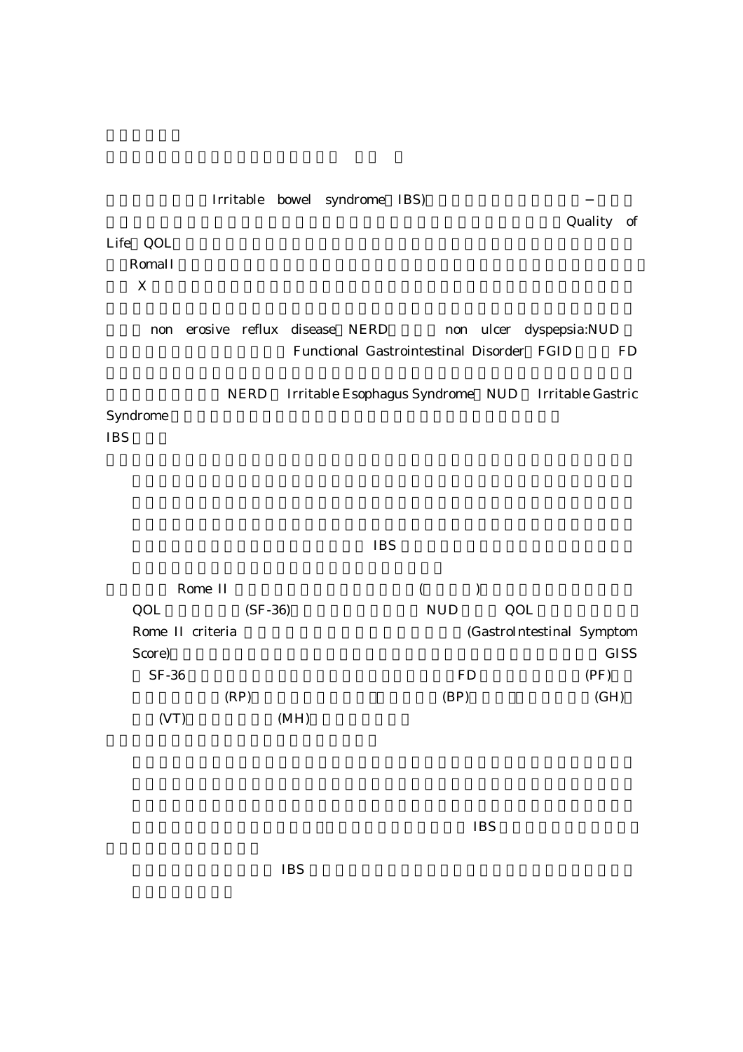Irritable bowel syndrome IBS) −

Quality of Life QOL

RomaII

X

non erosive reflux disease NERD non ulcer dyspepsia:NUD

Functional Gastrointestinal Disorder FGID FD

NERD Irritable Esophagus Syndrome NUD Irritable Gastric Syndrome

IBS

IBS

Rome II ( )

QOL (SF-36) NUD QOL

Rome II criteria (GastroIntestinal Symptom Score) GISS

SF-36 FD (PF)

(RP) (BP) (GH)

(VT) (MH)

IBS

IBS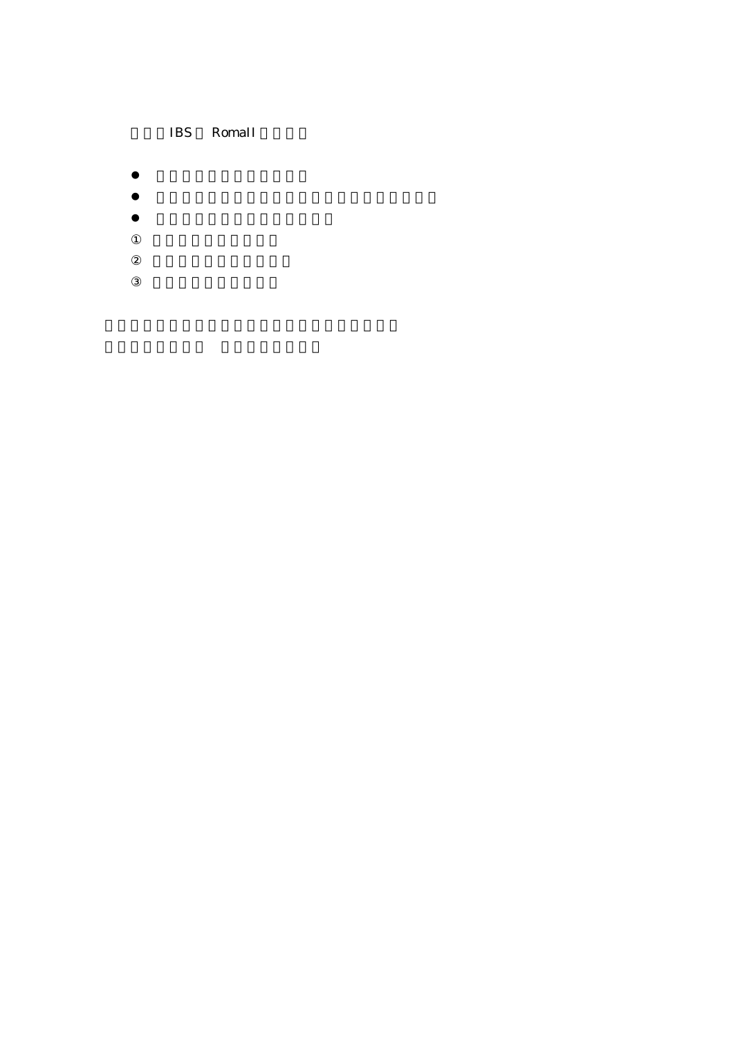IBS Romall

- 
- 
- 

①

②

③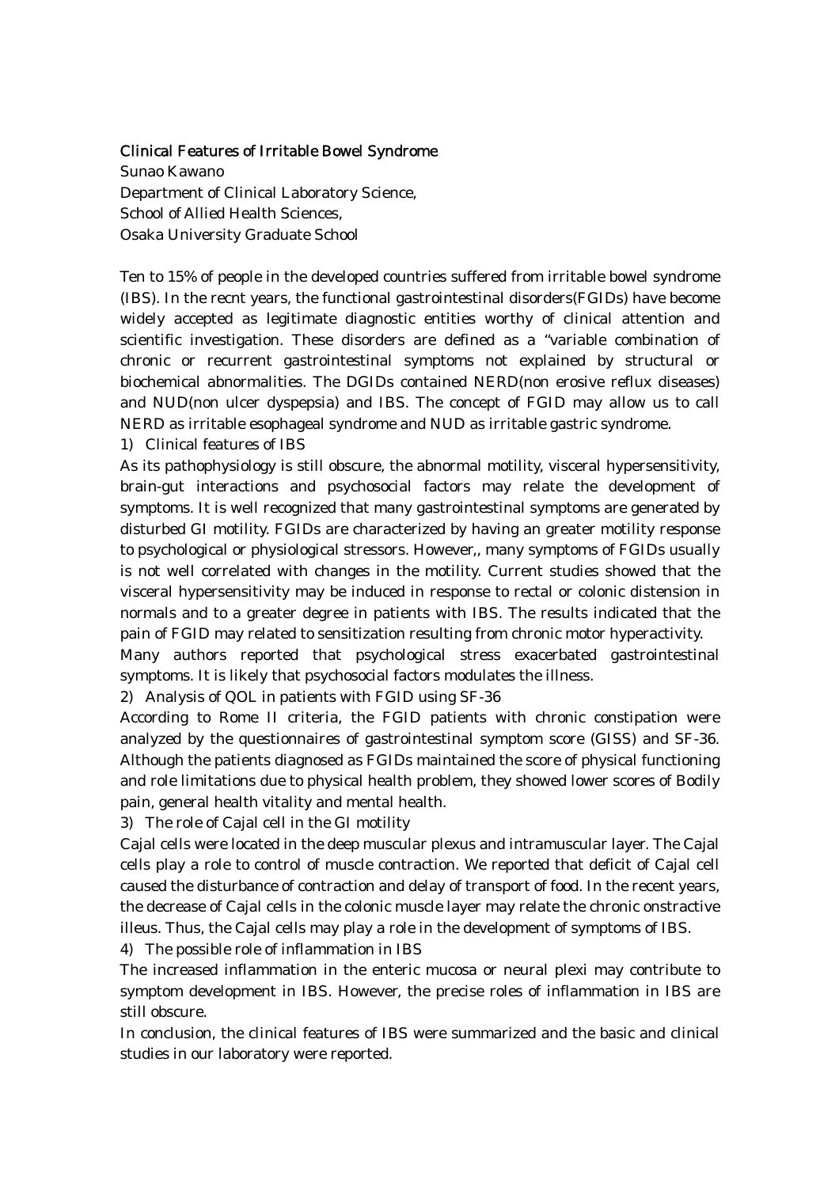# Clinical Features of Irritable Bowel Syndrome

Sunao Kawano
Department of Clinical Laboratory Science,
School of Allied Health Sciences,
Osaka University Graduate School

Ten to 15% of people in the developed countries suffered from irritable bowel syndrome (IBS). In the recnt years, the functional gastrointestinal disorders(FGIDs) have become widely accepted as legitimate diagnostic entities worthy of clinical attention and scientific investigation. These disorders are defined as a "variable combination of chronic or recurrent gastrointestinal symptoms not explained by structural or biochemical abnormalities. The DGIDs contained NERD(non erosive reflux diseases) and NUD(non ulcer dyspepsia) and IBS. The concept of FGID may allow us to call NERD as irritable esophageal syndrome and NUD as irritable gastric syndrome.

1) Clinical features of IBS

As its pathophysiology is still obscure, the abnormal motility, visceral hypersensitivity, brain-gut interactions and psychosocial factors may relate the development of symptoms. It is well recognized that many gastrointestinal symptoms are generated by disturbed GI motility. FGIDs are characterized by having an greater motility response to psychological or physiological stressors. However,, many symptoms of FGIDs usually is not well correlated with changes in the motility. Current studies showed that the visceral hypersensitivity may be induced in response to rectal or colonic distension in normals and to a greater degree in patients with IBS. The results indicated that the pain of FGID may related to sensitization resulting from chronic motor hyperactivity.

Many authors reported that psychological stress exacerbated gastrointestinal symptoms. It is likely that psychosocial factors modulates the illness.

2) Analysis of QOL in patients with FGID using SF-36

According to Rome II criteria, the FGID patients with chronic constipation were analyzed by the questionnaires of gastrointestinal symptom score (GISS) and SF-36. Although the patients diagnosed as FGIDs maintained the score of physical functioning and role limitations due to physical health problem, they showed lower scores of Bodily pain, general health vitality and mental health.

3) The role of Cajal cell in the GI motility

Cajal cells were located in the deep muscular plexus and intramuscular layer. The Cajal cells play a role to control of muscle contraction. We reported that deficit of Cajal cell caused the disturbance of contraction and delay of transport of food. In the recent years, the decrease of Cajal cells in the colonic muscle layer may relate the chronic onstractive illeus. Thus, the Cajal cells may play a role in the development of symptoms of IBS.

4) The possible role of inflammation in IBS

The increased inflammation in the enteric mucosa or neural plexi may contribute to symptom development in IBS. However, the precise roles of inflammation in IBS are still obscure.

In conclusion, the clinical features of IBS were summarized and the basic and clinical studies in our laboratory were reported.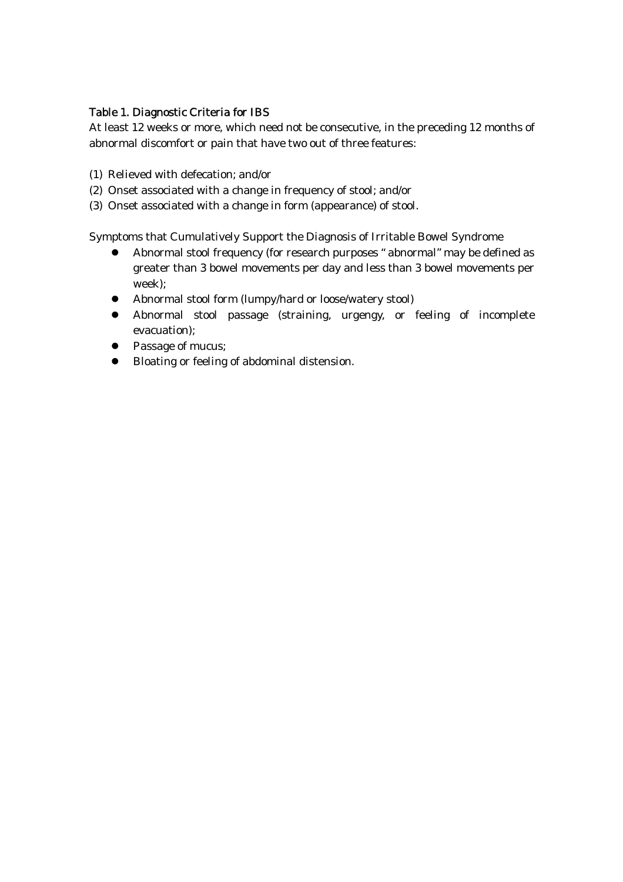**Table 1. Diagnostic Criteria for IBS**

At least 12 weeks or more, which need not be consecutive, in the preceding 12 months of abnormal discomfort or pain that have two out of three features:

(1) Relieved with defecation; and/or
(2) Onset associated with a change in frequency of stool; and/or
(3) Onset associated with a change in form (appearance) of stool.

Symptoms that Cumulatively Support the Diagnosis of Irritable Bowel Syndrome

- Abnormal stool frequency (for research purposes " abnormal" may be defined as greater than 3 bowel movements per day and less than 3 bowel movements per week);
- Abnormal stool form (lumpy/hard or loose/watery stool)
- Abnormal stool passage (straining, urgengy, or feeling of incomplete evacuation);
- Passage of mucus;
- Bloating or feeling of abdominal distension.